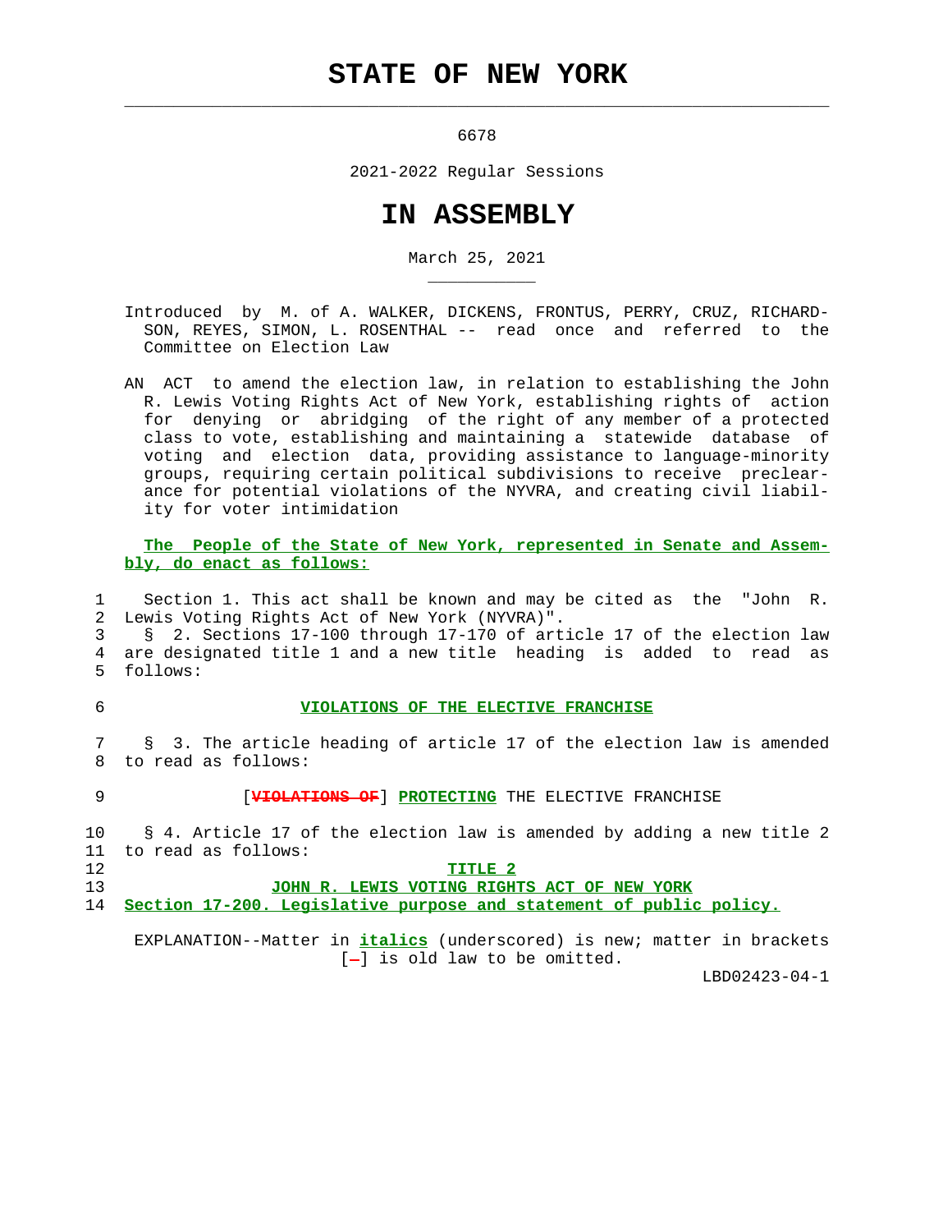# STATE OF NEW YORK

6678

2021-2022 Regular Sessions

# IN ASSEMBLY

March 25, 2021

Introduced by M. of A. WALKER, DICKENS, FRONTUS, PERRY, CRUZ, RICHARDSON, REYES, SIMON, L. ROSENTHAL -- read once and referred to the Committee on Election Law

AN ACT to amend the election law, in relation to establishing the John R. Lewis Voting Rights Act of New York, establishing rights of action for denying or abridging of the right of any member of a protected class to vote, establishing and maintaining a statewide database of voting and election data, providing assistance to language-minority groups, requiring certain political subdivisions to receive preclearance for potential violations of the NYVRA, and creating civil liability for voter intimidation

**The People of the State of New York, represented in Senate and Assembly, do enact as follows:**

1 Section 1. This act shall be known and may be cited as the "John R.
2 Lewis Voting Rights Act of New York (NYVRA)".
3 § 2. Sections 17-100 through 17-170 of article 17 of the election law
4 are designated title 1 and a new title heading is added to read as
5 follows:

6 **VIOLATIONS OF THE ELECTIVE FRANCHISE**

7 § 3. The article heading of article 17 of the election law is amended
8 to read as follows:

9 [~~VIOLATIONS OF~~] **PROTECTING** THE ELECTIVE FRANCHISE

10 § 4. Article 17 of the election law is amended by adding a new title 2
11 to read as follows:

12 **TITLE 2**

13 **JOHN R. LEWIS VOTING RIGHTS ACT OF NEW YORK**

14 **Section 17-200. Legislative purpose and statement of public policy.**

EXPLANATION--Matter in ***italics*** (underscored) is new; matter in brackets [-] is old law to be omitted.

LBD02423-04-1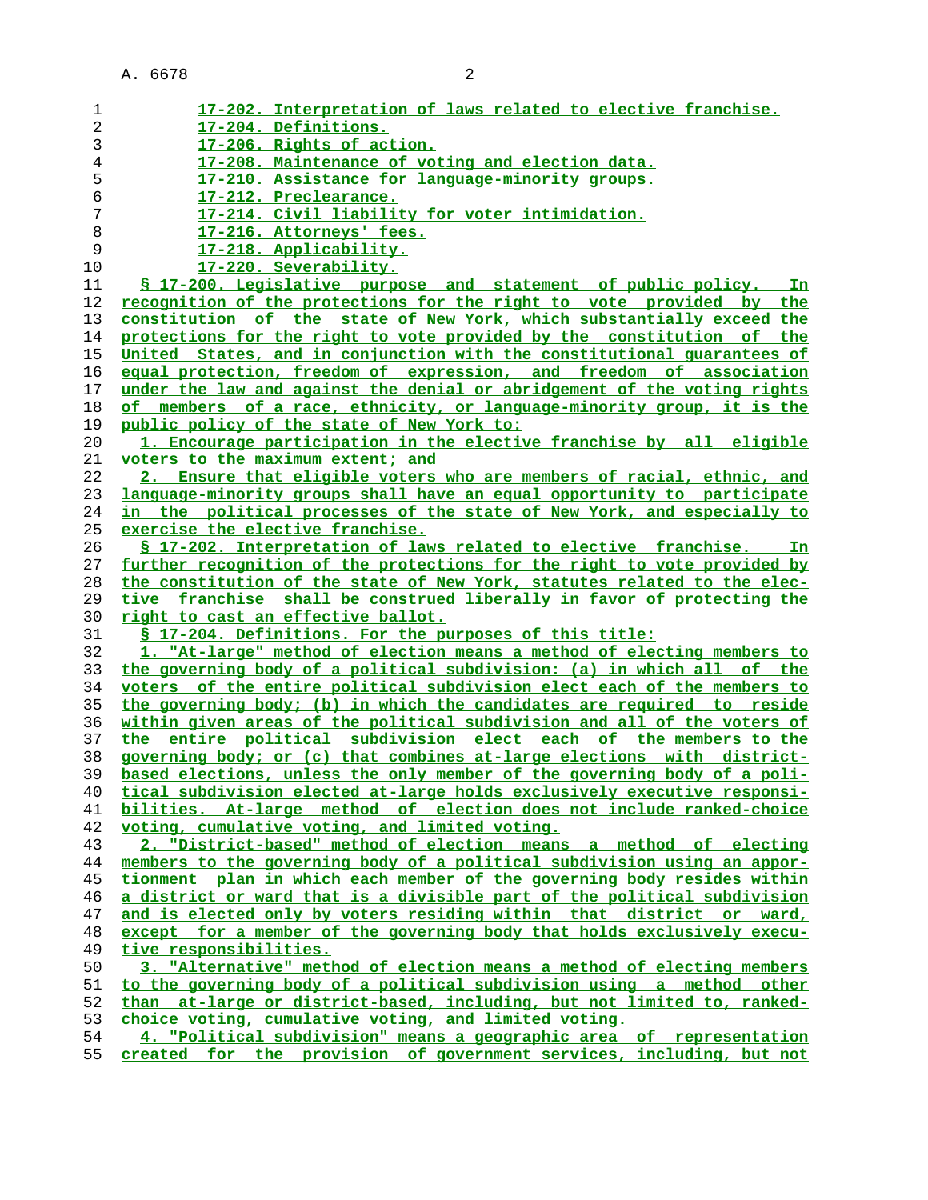17-202. Interpretation of laws related to elective franchise.
17-204. Definitions.
17-206. Rights of action.
17-208. Maintenance of voting and election data.
17-210. Assistance for language-minority groups.
17-212. Preclearance.
17-214. Civil liability for voter intimidation.
17-216. Attorneys' fees.
17-218. Applicability.
17-220. Severability.

§ 17-200. Legislative purpose and statement of public policy. In recognition of the protections for the right to vote provided by the constitution of the state of New York, which substantially exceed the protections for the right to vote provided by the constitution of the United States, and in conjunction with the constitutional guarantees of equal protection, freedom of expression, and freedom of association under the law and against the denial or abridgement of the voting rights of members of a race, ethnicity, or language-minority group, it is the public policy of the state of New York to:

1. Encourage participation in the elective franchise by all eligible voters to the maximum extent; and

2. Ensure that eligible voters who are members of racial, ethnic, and language-minority groups shall have an equal opportunity to participate in the political processes of the state of New York, and especially to exercise the elective franchise.

§ 17-202. Interpretation of laws related to elective franchise. In further recognition of the protections for the right to vote provided by the constitution of the state of New York, statutes related to the elective franchise shall be construed liberally in favor of protecting the right to cast an effective ballot.

§ 17-204. Definitions. For the purposes of this title:

1. "At-large" method of election means a method of electing members to the governing body of a political subdivision: (a) in which all of the voters of the entire political subdivision elect each of the members to the governing body; (b) in which the candidates are required to reside within given areas of the political subdivision and all of the voters of the entire political subdivision elect each of the members to the governing body; or (c) that combines at-large elections with district-based elections, unless the only member of the governing body of a political subdivision elected at-large holds exclusively executive responsibilities. At-large method of election does not include ranked-choice voting, cumulative voting, and limited voting.

2. "District-based" method of election means a method of electing members to the governing body of a political subdivision using an apportionment plan in which each member of the governing body resides within a district or ward that is a divisible part of the political subdivision and is elected only by voters residing within that district or ward, except for a member of the governing body that holds exclusively executive responsibilities.

3. "Alternative" method of election means a method of electing members to the governing body of a political subdivision using a method other than at-large or district-based, including, but not limited to, ranked-choice voting, cumulative voting, and limited voting.

4. "Political subdivision" means a geographic area of representation created for the provision of government services, including, but not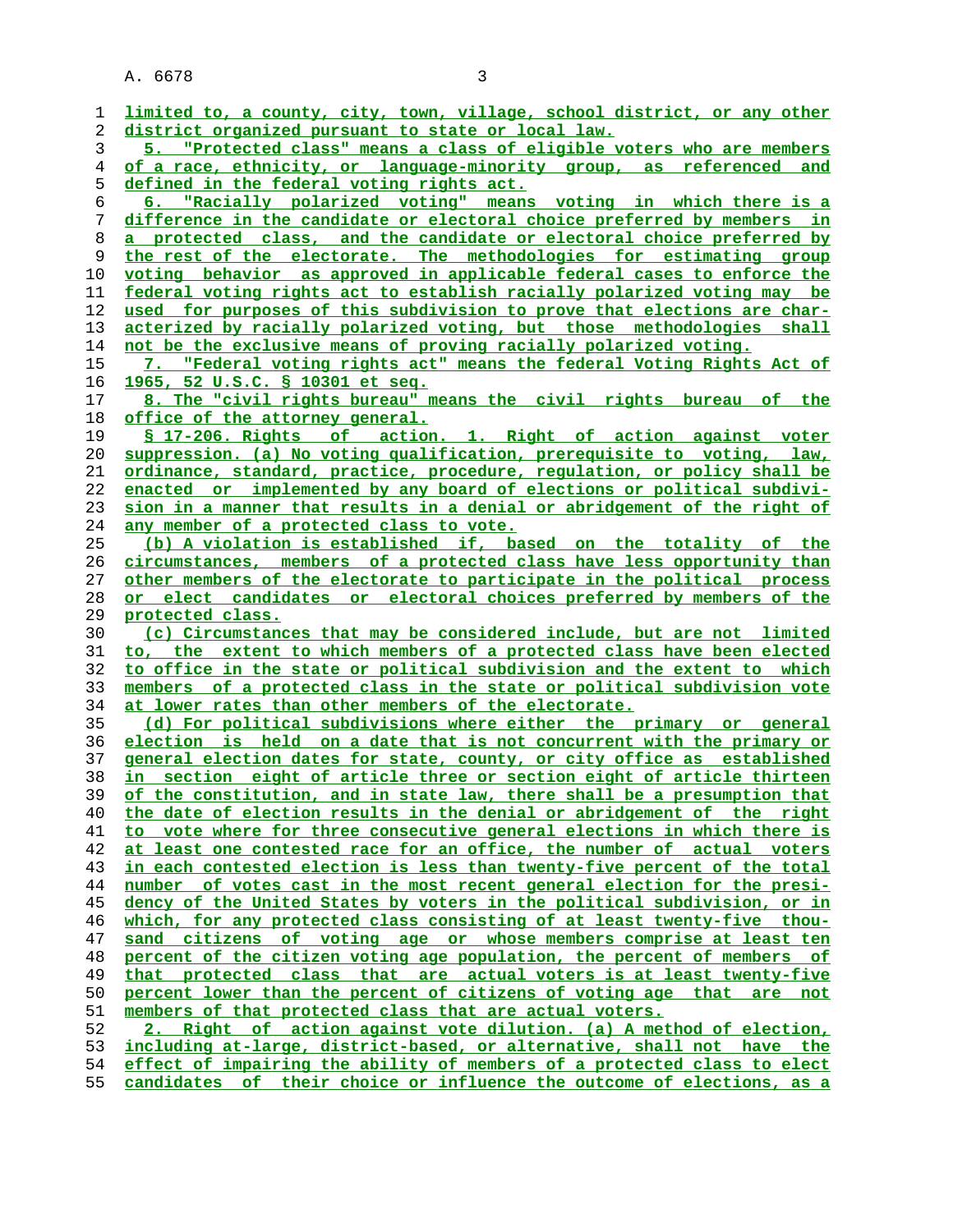limited to, a county, city, town, village, school district, or any other district organized pursuant to state or local law.

5. "Protected class" means a class of eligible voters who are members of a race, ethnicity, or language-minority group, as referenced and defined in the federal voting rights act.

6. "Racially polarized voting" means voting in which there is a difference in the candidate or electoral choice preferred by members in a protected class, and the candidate or electoral choice preferred by the rest of the electorate. The methodologies for estimating group voting behavior as approved in applicable federal cases to enforce the federal voting rights act to establish racially polarized voting may be used for purposes of this subdivision to prove that elections are characterized by racially polarized voting, but those methodologies shall not be the exclusive means of proving racially polarized voting.

7. "Federal voting rights act" means the federal Voting Rights Act of 1965, 52 U.S.C. § 10301 et seq.

8. The "civil rights bureau" means the civil rights bureau of the office of the attorney general.

§ 17-206. Rights of action. 1. Right of action against voter suppression. (a) No voting qualification, prerequisite to voting, law, ordinance, standard, practice, procedure, regulation, or policy shall be enacted or implemented by any board of elections or political subdivision in a manner that results in a denial or abridgement of the right of any member of a protected class to vote.

(b) A violation is established if, based on the totality of the circumstances, members of a protected class have less opportunity than other members of the electorate to participate in the political process or elect candidates or electoral choices preferred by members of the protected class.

(c) Circumstances that may be considered include, but are not limited to, the extent to which members of a protected class have been elected to office in the state or political subdivision and the extent to which members of a protected class in the state or political subdivision vote at lower rates than other members of the electorate.

(d) For political subdivisions where either the primary or general election is held on a date that is not concurrent with the primary or general election dates for state, county, or city office as established in section eight of article three or section eight of article thirteen of the constitution, and in state law, there shall be a presumption that the date of election results in the denial or abridgement of the right to vote where for three consecutive general elections in which there is at least one contested race for an office, the number of actual voters in each contested election is less than twenty-five percent of the total number of votes cast in the most recent general election for the presidency of the United States by voters in the political subdivision, or in which, for any protected class consisting of at least twenty-five thousand citizens of voting age or whose members comprise at least ten percent of the citizen voting age population, the percent of members of that protected class that are actual voters is at least twenty-five percent lower than the percent of citizens of voting age that are not members of that protected class that are actual voters.

2. Right of action against vote dilution. (a) A method of election, including at-large, district-based, or alternative, shall not have the effect of impairing the ability of members of a protected class to elect candidates of their choice or influence the outcome of elections, as a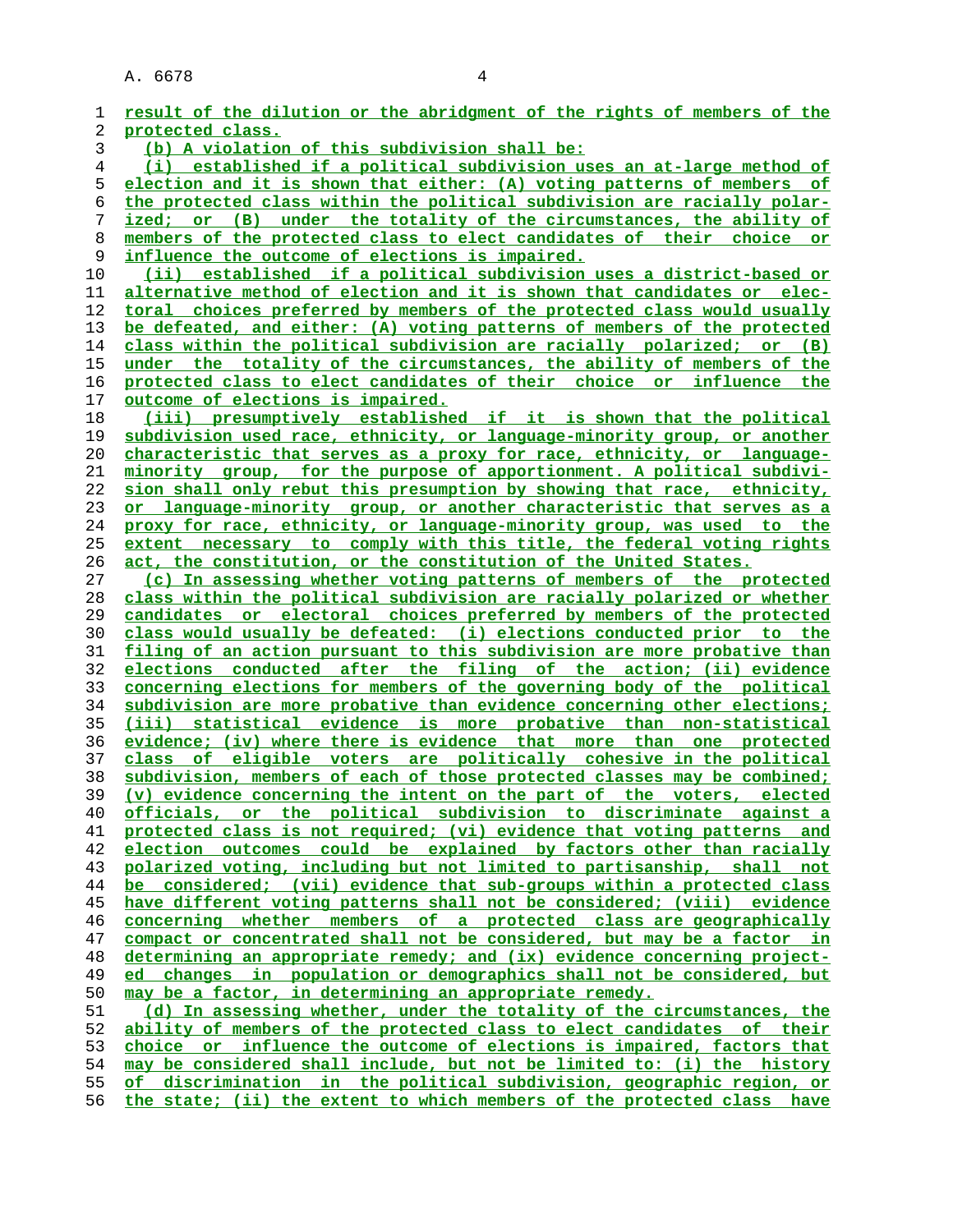result of the dilution or the abridgment of the rights of members of the protected class.

(b) A violation of this subdivision shall be:

(i) established if a political subdivision uses an at-large method of election and it is shown that either: (A) voting patterns of members of the protected class within the political subdivision are racially polarized; or (B) under the totality of the circumstances, the ability of members of the protected class to elect candidates of their choice or influence the outcome of elections is impaired.

(ii) established if a political subdivision uses a district-based or alternative method of election and it is shown that candidates or electoral choices preferred by members of the protected class would usually be defeated, and either: (A) voting patterns of members of the protected class within the political subdivision are racially polarized; or (B) under the totality of the circumstances, the ability of members of the protected class to elect candidates of their choice or influence the outcome of elections is impaired.

(iii) presumptively established if it is shown that the political subdivision used race, ethnicity, or language-minority group, or another characteristic that serves as a proxy for race, ethnicity, or language-minority group, for the purpose of apportionment. A political subdivision shall only rebut this presumption by showing that race, ethnicity, or language-minority group, or another characteristic that serves as a proxy for race, ethnicity, or language-minority group, was used to the extent necessary to comply with this title, the federal voting rights act, the constitution, or the constitution of the United States.

(c) In assessing whether voting patterns of members of the protected class within the political subdivision are racially polarized or whether candidates or electoral choices preferred by members of the protected class would usually be defeated: (i) elections conducted prior to the filing of an action pursuant to this subdivision are more probative than elections conducted after the filing of the action; (ii) evidence concerning elections for members of the governing body of the political subdivision are more probative than evidence concerning other elections; (iii) statistical evidence is more probative than non-statistical evidence; (iv) where there is evidence that more than one protected class of eligible voters are politically cohesive in the political subdivision, members of each of those protected classes may be combined; (v) evidence concerning the intent on the part of the voters, elected officials, or the political subdivision to discriminate against a protected class is not required; (vi) evidence that voting patterns and election outcomes could be explained by factors other than racially polarized voting, including but not limited to partisanship, shall not be considered; (vii) evidence that sub-groups within a protected class have different voting patterns shall not be considered; (viii) evidence concerning whether members of a protected class are geographically compact or concentrated shall not be considered, but may be a factor in determining an appropriate remedy; and (ix) evidence concerning projected changes in population or demographics shall not be considered, but may be a factor, in determining an appropriate remedy.

(d) In assessing whether, under the totality of the circumstances, the ability of members of the protected class to elect candidates of their choice or influence the outcome of elections is impaired, factors that may be considered shall include, but not be limited to: (i) the history of discrimination in the political subdivision, geographic region, or the state; (ii) the extent to which members of the protected class have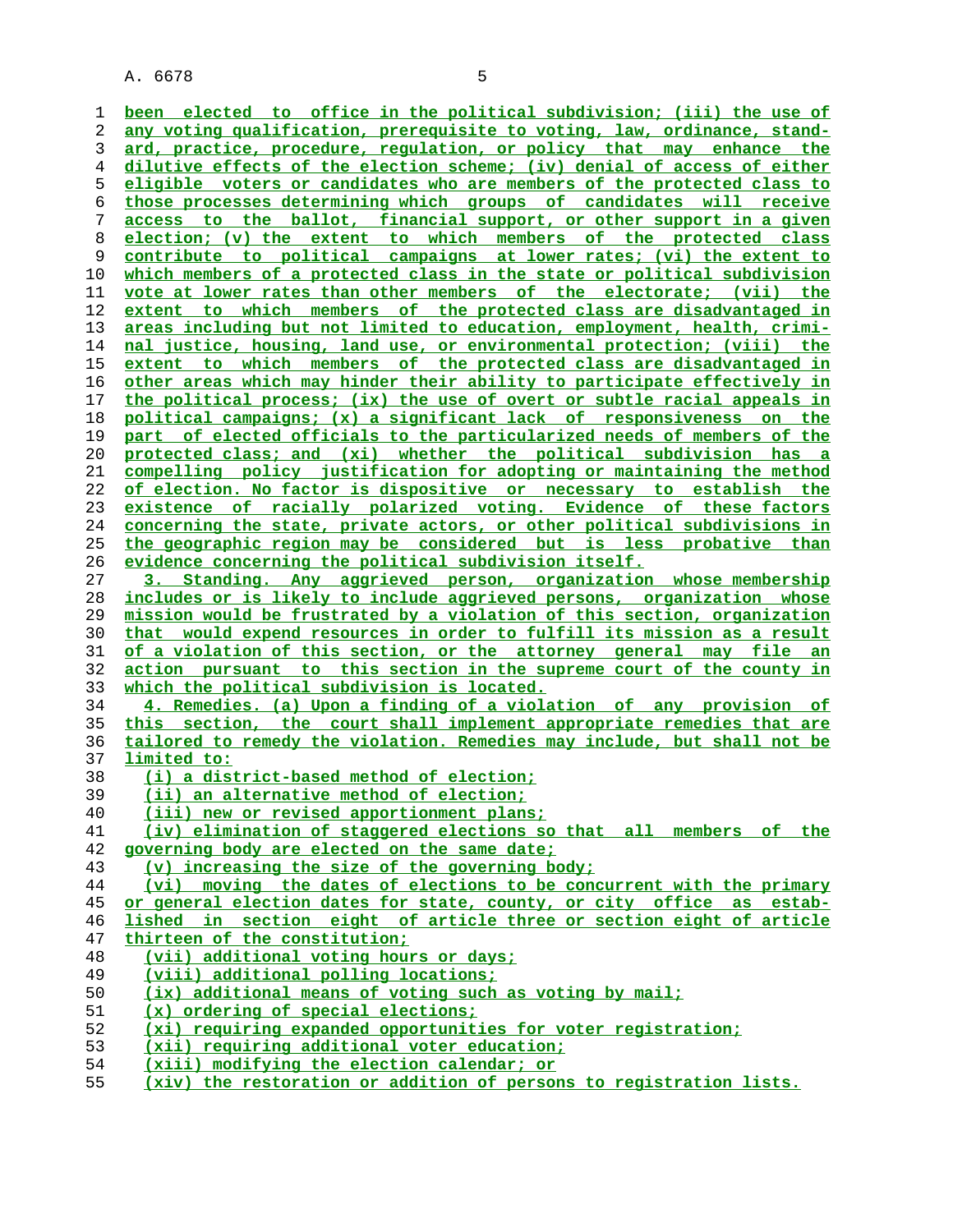been elected to office in the political subdivision; (iii) the use of any voting qualification, prerequisite to voting, law, ordinance, standard, practice, procedure, regulation, or policy that may enhance the dilutive effects of the election scheme; (iv) denial of access of either eligible voters or candidates who are members of the protected class to those processes determining which groups of candidates will receive access to the ballot, financial support, or other support in a given election; (v) the extent to which members of the protected class contribute to political campaigns at lower rates; (vi) the extent to which members of a protected class in the state or political subdivision vote at lower rates than other members of the electorate; (vii) the extent to which members of the protected class are disadvantaged in areas including but not limited to education, employment, health, criminal justice, housing, land use, or environmental protection; (viii) the extent to which members of the protected class are disadvantaged in other areas which may hinder their ability to participate effectively in the political process; (ix) the use of overt or subtle racial appeals in political campaigns; (x) a significant lack of responsiveness on the part of elected officials to the particularized needs of members of the protected class; and (xi) whether the political subdivision has a compelling policy justification for adopting or maintaining the method of election. No factor is dispositive or necessary to establish the existence of racially polarized voting. Evidence of these factors concerning the state, private actors, or other political subdivisions in the geographic region may be considered but is less probative than evidence concerning the political subdivision itself.

3. Standing. Any aggrieved person, organization whose membership includes or is likely to include aggrieved persons, organization whose mission would be frustrated by a violation of this section, organization that would expend resources in order to fulfill its mission as a result of a violation of this section, or the attorney general may file an action pursuant to this section in the supreme court of the county in which the political subdivision is located.

4. Remedies. (a) Upon a finding of a violation of any provision of this section, the court shall implement appropriate remedies that are tailored to remedy the violation. Remedies may include, but shall not be limited to:

(i) a district-based method of election;

(ii) an alternative method of election;

(iii) new or revised apportionment plans;

(iv) elimination of staggered elections so that all members of the governing body are elected on the same date;

(v) increasing the size of the governing body;

(vi) moving the dates of elections to be concurrent with the primary or general election dates for state, county, or city office as established in section eight of article three or section eight of article thirteen of the constitution;

(vii) additional voting hours or days;

(viii) additional polling locations;

(ix) additional means of voting such as voting by mail;

(x) ordering of special elections;

(xi) requiring expanded opportunities for voter registration;

(xii) requiring additional voter education;

(xiii) modifying the election calendar; or

(xiv) the restoration or addition of persons to registration lists.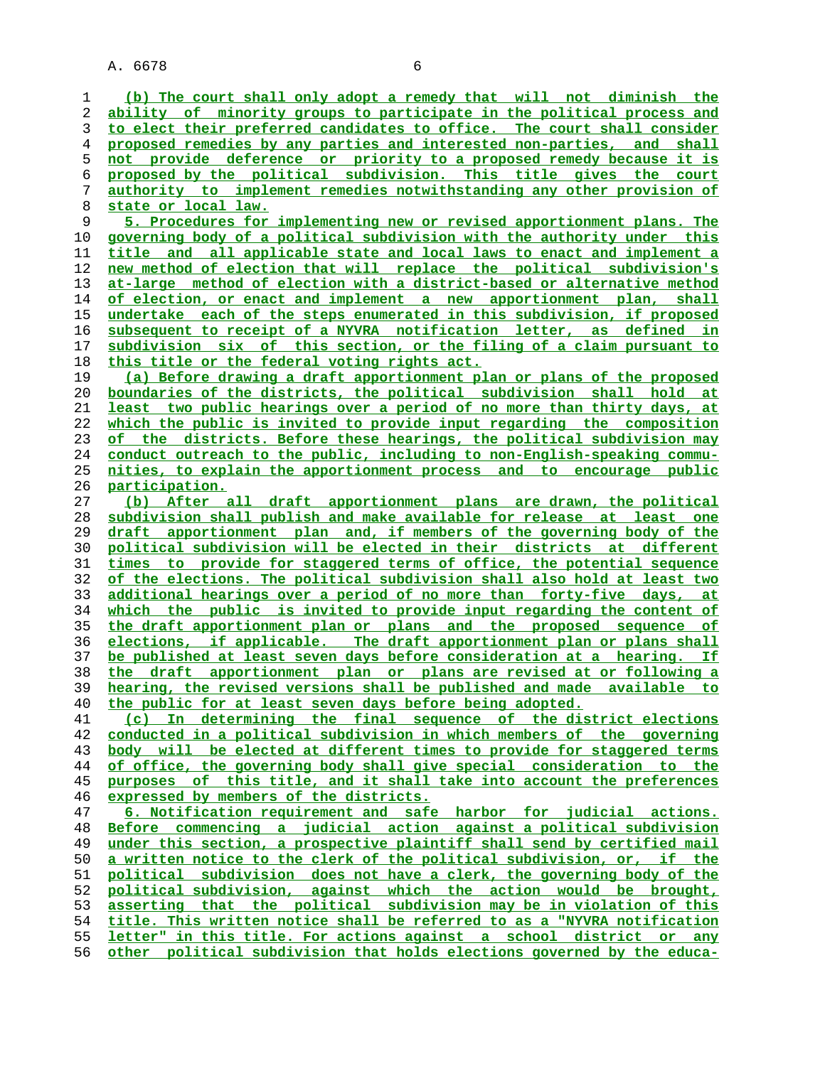(b) The court shall only adopt a remedy that will not diminish the ability of minority groups to participate in the political process and to elect their preferred candidates to office. The court shall consider proposed remedies by any parties and interested non-parties, and shall not provide deference or priority to a proposed remedy because it is proposed by the political subdivision. This title gives the court authority to implement remedies notwithstanding any other provision of state or local law.

5. Procedures for implementing new or revised apportionment plans. The governing body of a political subdivision with the authority under this title and all applicable state and local laws to enact and implement a new method of election that will replace the political subdivision's at-large method of election with a district-based or alternative method of election, or enact and implement a new apportionment plan, shall undertake each of the steps enumerated in this subdivision, if proposed subsequent to receipt of a NYVRA notification letter, as defined in subdivision six of this section, or the filing of a claim pursuant to this title or the federal voting rights act.

(a) Before drawing a draft apportionment plan or plans of the proposed boundaries of the districts, the political subdivision shall hold at least two public hearings over a period of no more than thirty days, at which the public is invited to provide input regarding the composition of the districts. Before these hearings, the political subdivision may conduct outreach to the public, including to non-English-speaking communities, to explain the apportionment process and to encourage public participation.

(b) After all draft apportionment plans are drawn, the political subdivision shall publish and make available for release at least one draft apportionment plan and, if members of the governing body of the political subdivision will be elected in their districts at different times to provide for staggered terms of office, the potential sequence of the elections. The political subdivision shall also hold at least two additional hearings over a period of no more than forty-five days, at which the public is invited to provide input regarding the content of the draft apportionment plan or plans and the proposed sequence of elections, if applicable. The draft apportionment plan or plans shall be published at least seven days before consideration at a hearing. If the draft apportionment plan or plans are revised at or following a hearing, the revised versions shall be published and made available to the public for at least seven days before being adopted.

(c) In determining the final sequence of the district elections conducted in a political subdivision in which members of the governing body will be elected at different times to provide for staggered terms of office, the governing body shall give special consideration to the purposes of this title, and it shall take into account the preferences expressed by members of the districts.

6. Notification requirement and safe harbor for judicial actions. Before commencing a judicial action against a political subdivision under this section, a prospective plaintiff shall send by certified mail a written notice to the clerk of the political subdivision, or, if the political subdivision does not have a clerk, the governing body of the political subdivision, against which the action would be brought, asserting that the political subdivision may be in violation of this title. This written notice shall be referred to as a "NYVRA notification letter" in this title. For actions against a school district or any other political subdivision that holds elections governed by the educa-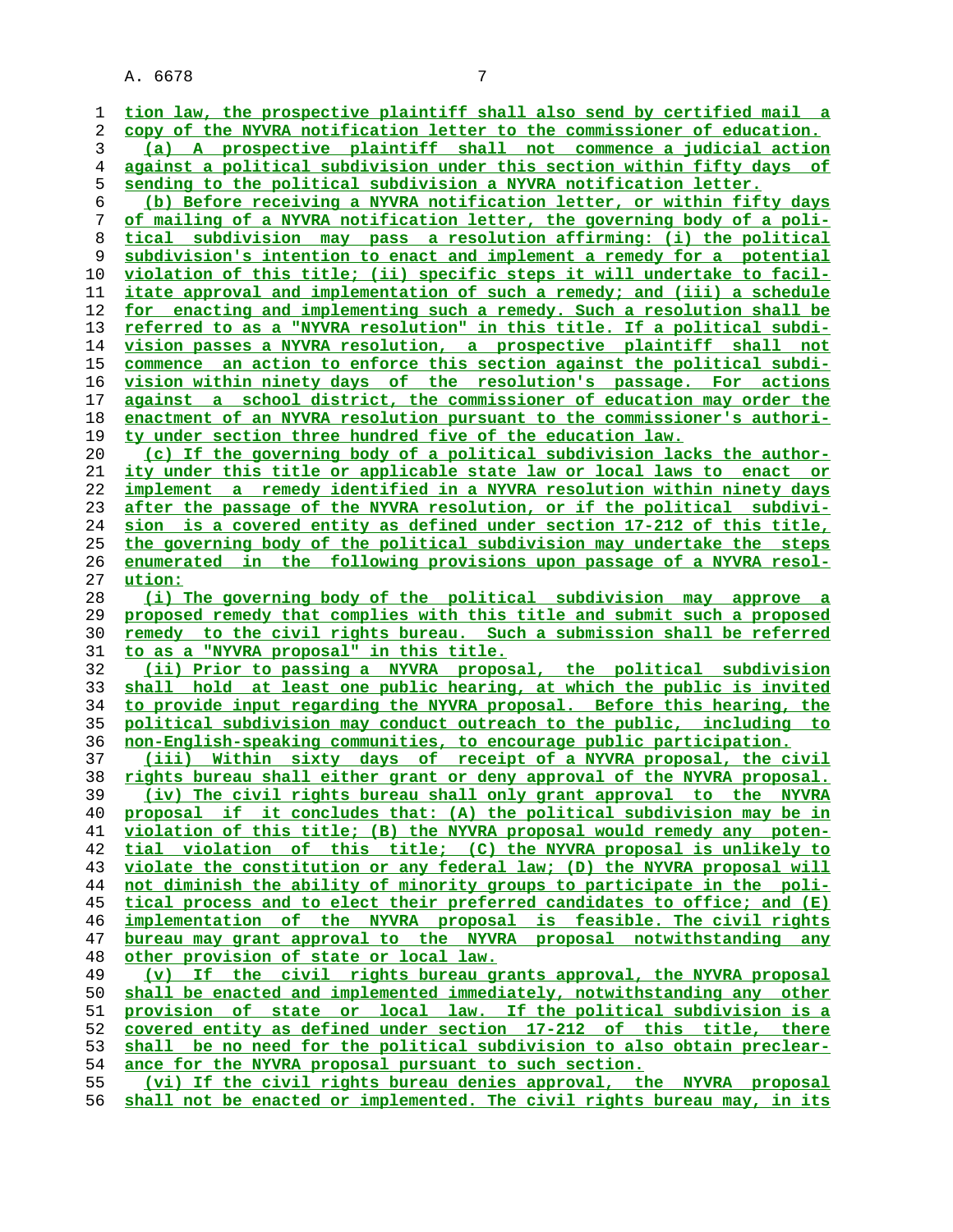tion law, the prospective plaintiff shall also send by certified mail a copy of the NYVRA notification letter to the commissioner of education.

(a) A prospective plaintiff shall not commence a judicial action against a political subdivision under this section within fifty days of sending to the political subdivision a NYVRA notification letter.

(b) Before receiving a NYVRA notification letter, or within fifty days of mailing of a NYVRA notification letter, the governing body of a political subdivision may pass a resolution affirming: (i) the political subdivision's intention to enact and implement a remedy for a potential violation of this title; (ii) specific steps it will undertake to facilitate approval and implementation of such a remedy; and (iii) a schedule for enacting and implementing such a remedy. Such a resolution shall be referred to as a "NYVRA resolution" in this title. If a political subdivision passes a NYVRA resolution, a prospective plaintiff shall not commence an action to enforce this section against the political subdivision within ninety days of the resolution's passage. For actions against a school district, the commissioner of education may order the enactment of an NYVRA resolution pursuant to the commissioner's authority under section three hundred five of the education law.

(c) If the governing body of a political subdivision lacks the authority under this title or applicable state law or local laws to enact or implement a remedy identified in a NYVRA resolution within ninety days after the passage of the NYVRA resolution, or if the political subdivision is a covered entity as defined under section 17-212 of this title, the governing body of the political subdivision may undertake the steps enumerated in the following provisions upon passage of a NYVRA resolution:

(i) The governing body of the political subdivision may approve a proposed remedy that complies with this title and submit such a proposed remedy to the civil rights bureau. Such a submission shall be referred to as a "NYVRA proposal" in this title.

(ii) Prior to passing a NYVRA proposal, the political subdivision shall hold at least one public hearing, at which the public is invited to provide input regarding the NYVRA proposal. Before this hearing, the political subdivision may conduct outreach to the public, including to non-English-speaking communities, to encourage public participation.

(iii) Within sixty days of receipt of a NYVRA proposal, the civil rights bureau shall either grant or deny approval of the NYVRA proposal.

(iv) The civil rights bureau shall only grant approval to the NYVRA proposal if it concludes that: (A) the political subdivision may be in violation of this title; (B) the NYVRA proposal would remedy any potential violation of this title; (C) the NYVRA proposal is unlikely to violate the constitution or any federal law; (D) the NYVRA proposal will not diminish the ability of minority groups to participate in the political process and to elect their preferred candidates to office; and (E) implementation of the NYVRA proposal is feasible. The civil rights bureau may grant approval to the NYVRA proposal notwithstanding any other provision of state or local law.

(v) If the civil rights bureau grants approval, the NYVRA proposal shall be enacted and implemented immediately, notwithstanding any other provision of state or local law. If the political subdivision is a covered entity as defined under section 17-212 of this title, there shall be no need for the political subdivision to also obtain preclearance for the NYVRA proposal pursuant to such section.

(vi) If the civil rights bureau denies approval, the NYVRA proposal shall not be enacted or implemented. The civil rights bureau may, in its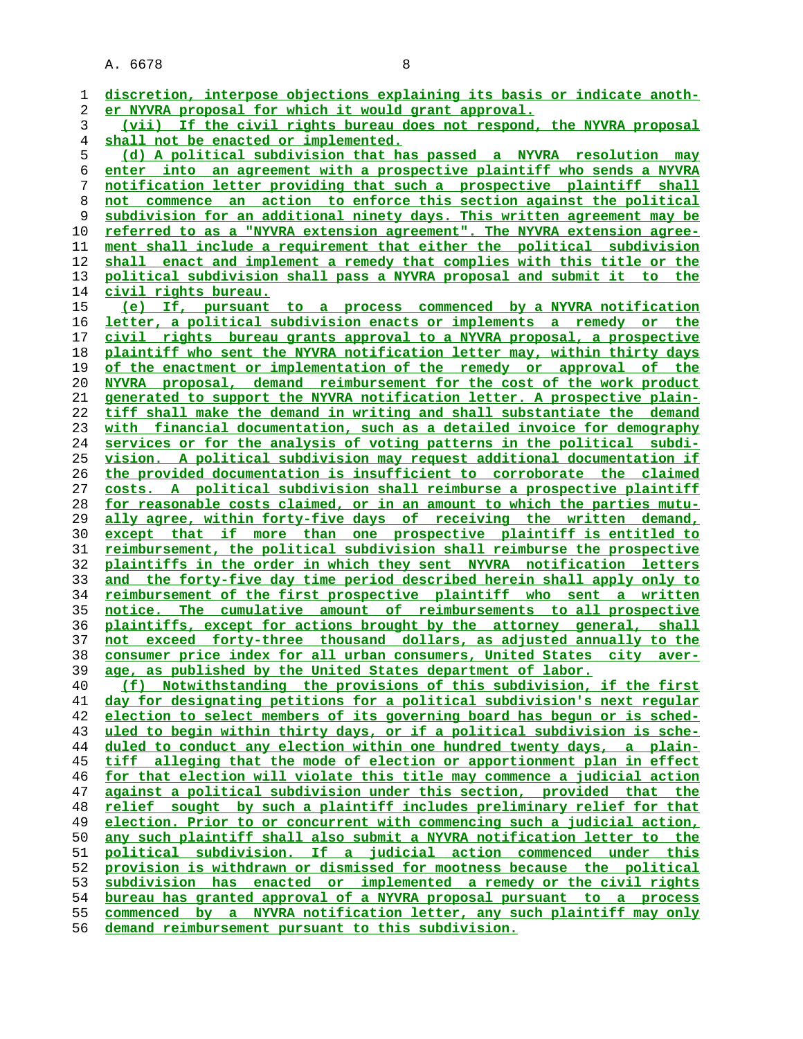discretion, interpose objections explaining its basis or indicate another NYVRA proposal for which it would grant approval.

(vii) If the civil rights bureau does not respond, the NYVRA proposal shall not be enacted or implemented.

(d) A political subdivision that has passed a NYVRA resolution may enter into an agreement with a prospective plaintiff who sends a NYVRA notification letter providing that such a prospective plaintiff shall not commence an action to enforce this section against the political subdivision for an additional ninety days. This written agreement may be referred to as a "NYVRA extension agreement". The NYVRA extension agreement shall include a requirement that either the political subdivision shall enact and implement a remedy that complies with this title or the political subdivision shall pass a NYVRA proposal and submit it to the civil rights bureau.

(e) If, pursuant to a process commenced by a NYVRA notification letter, a political subdivision enacts or implements a remedy or the civil rights bureau grants approval to a NYVRA proposal, a prospective plaintiff who sent the NYVRA notification letter may, within thirty days of the enactment or implementation of the remedy or approval of the NYVRA proposal, demand reimbursement for the cost of the work product generated to support the NYVRA notification letter. A prospective plaintiff shall make the demand in writing and shall substantiate the demand with financial documentation, such as a detailed invoice for demography services or for the analysis of voting patterns in the political subdivision. A political subdivision may request additional documentation if the provided documentation is insufficient to corroborate the claimed costs. A political subdivision shall reimburse a prospective plaintiff for reasonable costs claimed, or in an amount to which the parties mutually agree, within forty-five days of receiving the written demand, except that if more than one prospective plaintiff is entitled to reimbursement, the political subdivision shall reimburse the prospective plaintiffs in the order in which they sent NYVRA notification letters and the forty-five day time period described herein shall apply only to reimbursement of the first prospective plaintiff who sent a written notice. The cumulative amount of reimbursements to all prospective plaintiffs, except for actions brought by the attorney general, shall not exceed forty-three thousand dollars, as adjusted annually to the consumer price index for all urban consumers, United States city average, as published by the United States department of labor.

(f) Notwithstanding the provisions of this subdivision, if the first day for designating petitions for a political subdivision's next regular election to select members of its governing board has begun or is scheduled to begin within thirty days, or if a political subdivision is scheduled to conduct any election within one hundred twenty days, a plaintiff alleging that the mode of election or apportionment plan in effect for that election will violate this title may commence a judicial action against a political subdivision under this section, provided that the relief sought by such a plaintiff includes preliminary relief for that election. Prior to or concurrent with commencing such a judicial action, any such plaintiff shall also submit a NYVRA notification letter to the political subdivision. If a judicial action commenced under this provision is withdrawn or dismissed for mootness because the political subdivision has enacted or implemented a remedy or the civil rights bureau has granted approval of a NYVRA proposal pursuant to a process commenced by a NYVRA notification letter, any such plaintiff may only demand reimbursement pursuant to this subdivision.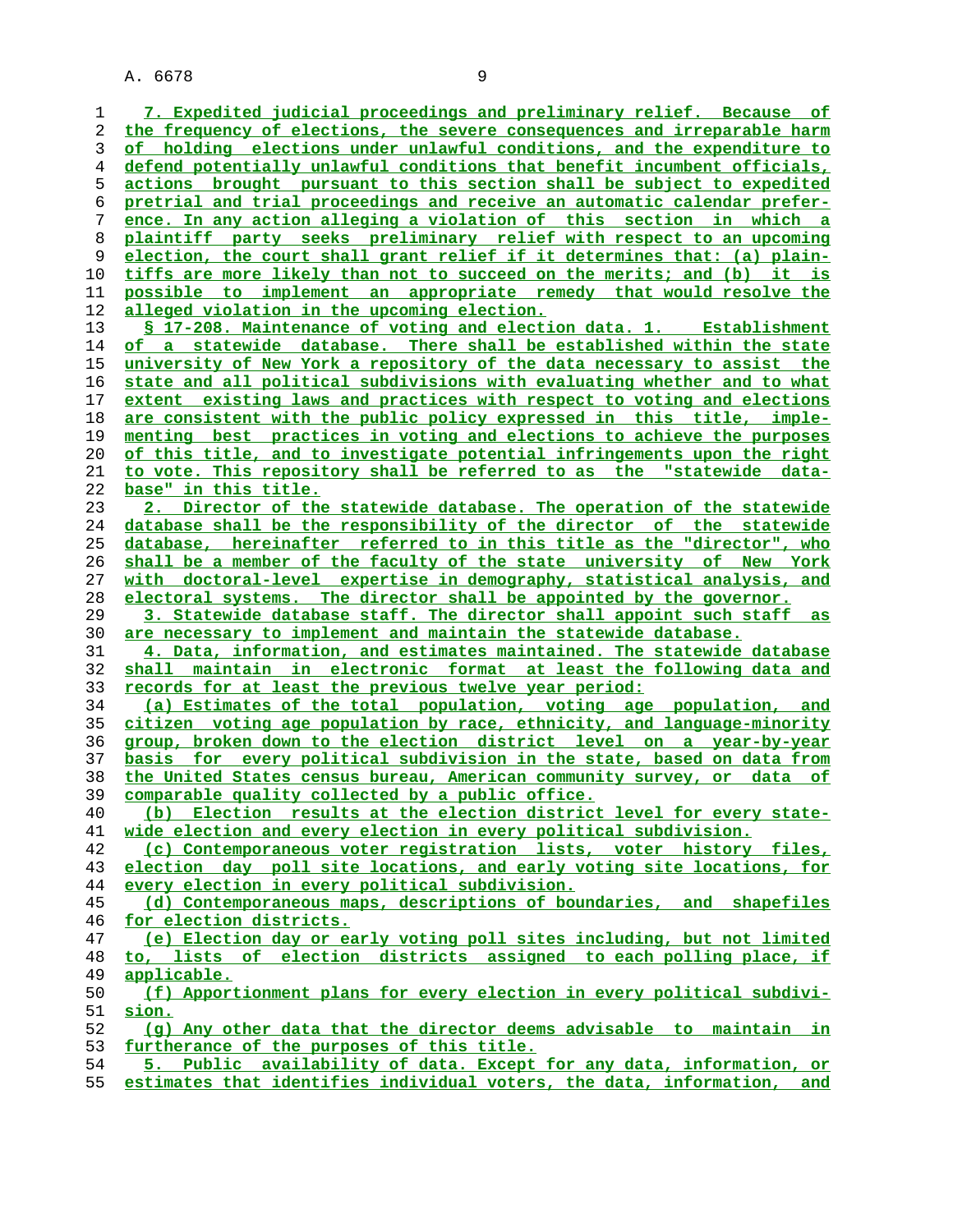7. Expedited judicial proceedings and preliminary relief. Because of the frequency of elections, the severe consequences and irreparable harm of holding elections under unlawful conditions, and the expenditure to defend potentially unlawful conditions that benefit incumbent officials, actions brought pursuant to this section shall be subject to expedited pretrial and trial proceedings and receive an automatic calendar preference. In any action alleging a violation of this section in which a plaintiff party seeks preliminary relief with respect to an upcoming election, the court shall grant relief if it determines that: (a) plaintiffs are more likely than not to succeed on the merits; and (b) it is possible to implement an appropriate remedy that would resolve the alleged violation in the upcoming election.

§ 17-208. Maintenance of voting and election data. 1. Establishment of a statewide database. There shall be established within the state university of New York a repository of the data necessary to assist the state and all political subdivisions with evaluating whether and to what extent existing laws and practices with respect to voting and elections are consistent with the public policy expressed in this title, implementing best practices in voting and elections to achieve the purposes of this title, and to investigate potential infringements upon the right to vote. This repository shall be referred to as the "statewide database" in this title.

2. Director of the statewide database. The operation of the statewide database shall be the responsibility of the director of the statewide database, hereinafter referred to in this title as the "director", who shall be a member of the faculty of the state university of New York with doctoral-level expertise in demography, statistical analysis, and electoral systems. The director shall be appointed by the governor.

3. Statewide database staff. The director shall appoint such staff as are necessary to implement and maintain the statewide database.

4. Data, information, and estimates maintained. The statewide database shall maintain in electronic format at least the following data and records for at least the previous twelve year period:

(a) Estimates of the total population, voting age population, and citizen voting age population by race, ethnicity, and language-minority group, broken down to the election district level on a year-by-year basis for every political subdivision in the state, based on data from the United States census bureau, American community survey, or data of comparable quality collected by a public office.

(b) Election results at the election district level for every statewide election and every election in every political subdivision.

(c) Contemporaneous voter registration lists, voter history files, election day poll site locations, and early voting site locations, for every election in every political subdivision.

(d) Contemporaneous maps, descriptions of boundaries, and shapefiles for election districts.

(e) Election day or early voting poll sites including, but not limited to, lists of election districts assigned to each polling place, if applicable.

(f) Apportionment plans for every election in every political subdivision.

(g) Any other data that the director deems advisable to maintain in furtherance of the purposes of this title.

5. Public availability of data. Except for any data, information, or estimates that identifies individual voters, the data, information, and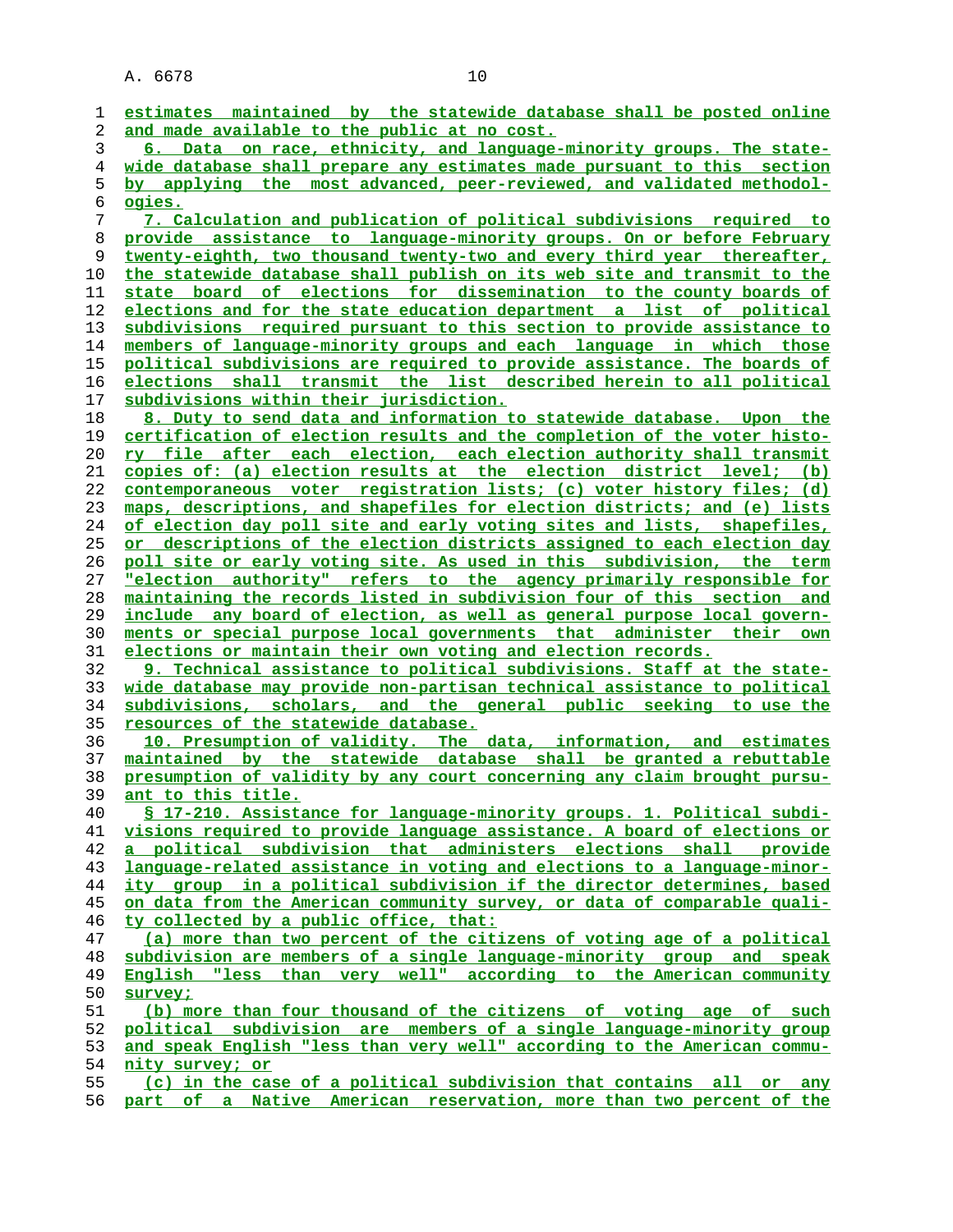estimates maintained by the statewide database shall be posted online and made available to the public at no cost.

6. Data on race, ethnicity, and language-minority groups. The statewide database shall prepare any estimates made pursuant to this section by applying the most advanced, peer-reviewed, and validated methodologies.

7. Calculation and publication of political subdivisions required to provide assistance to language-minority groups. On or before February twenty-eighth, two thousand twenty-two and every third year thereafter, the statewide database shall publish on its web site and transmit to the state board of elections for dissemination to the county boards of elections and for the state education department a list of political subdivisions required pursuant to this section to provide assistance to members of language-minority groups and each language in which those political subdivisions are required to provide assistance. The boards of elections shall transmit the list described herein to all political subdivisions within their jurisdiction.

8. Duty to send data and information to statewide database. Upon the certification of election results and the completion of the voter history file after each election, each election authority shall transmit copies of: (a) election results at the election district level; (b) contemporaneous voter registration lists; (c) voter history files; (d) maps, descriptions, and shapefiles for election districts; and (e) lists of election day poll site and early voting sites and lists, shapefiles, or descriptions of the election districts assigned to each election day poll site or early voting site. As used in this subdivision, the term "election authority" refers to the agency primarily responsible for maintaining the records listed in subdivision four of this section and include any board of election, as well as general purpose local governments or special purpose local governments that administer their own elections or maintain their own voting and election records.

9. Technical assistance to political subdivisions. Staff at the statewide database may provide non-partisan technical assistance to political subdivisions, scholars, and the general public seeking to use the resources of the statewide database.

10. Presumption of validity. The data, information, and estimates maintained by the statewide database shall be granted a rebuttable presumption of validity by any court concerning any claim brought pursuant to this title.

§ 17-210. Assistance for language-minority groups. 1. Political subdivisions required to provide language assistance. A board of elections or a political subdivision that administers elections shall provide language-related assistance in voting and elections to a language-minority group in a political subdivision if the director determines, based on data from the American community survey, or data of comparable quality collected by a public office, that:

(a) more than two percent of the citizens of voting age of a political subdivision are members of a single language-minority group and speak English "less than very well" according to the American community survey;

(b) more than four thousand of the citizens of voting age of such political subdivision are members of a single language-minority group and speak English "less than very well" according to the American community survey; or

(c) in the case of a political subdivision that contains all or any part of a Native American reservation, more than two percent of the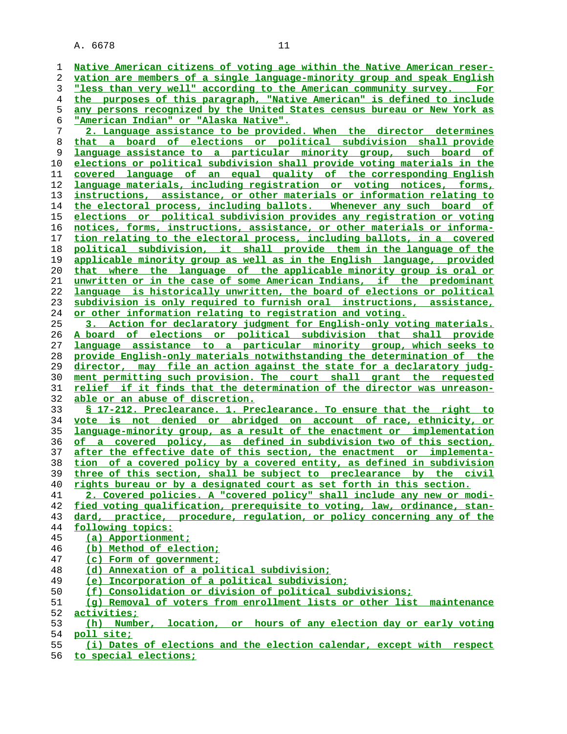Native American citizens of voting age within the Native American reservation are members of a single language-minority group and speak English "less than very well" according to the American community survey. For the purposes of this paragraph, "Native American" is defined to include any persons recognized by the United States census bureau or New York as "American Indian" or "Alaska Native".

2. Language assistance to be provided. When the director determines that a board of elections or political subdivision shall provide language assistance to a particular minority group, such board of elections or political subdivision shall provide voting materials in the covered language of an equal quality of the corresponding English language materials, including registration or voting notices, forms, instructions, assistance, or other materials or information relating to the electoral process, including ballots. Whenever any such board of elections or political subdivision provides any registration or voting notices, forms, instructions, assistance, or other materials or information relating to the electoral process, including ballots, in a covered political subdivision, it shall provide them in the language of the applicable minority group as well as in the English language, provided that where the language of the applicable minority group is oral or unwritten or in the case of some American Indians, if the predominant language is historically unwritten, the board of elections or political subdivision is only required to furnish oral instructions, assistance, or other information relating to registration and voting.

3. Action for declaratory judgment for English-only voting materials. A board of elections or political subdivision that shall provide language assistance to a particular minority group, which seeks to provide English-only materials notwithstanding the determination of the director, may file an action against the state for a declaratory judgment permitting such provision. The court shall grant the requested relief if it finds that the determination of the director was unreasonable or an abuse of discretion.

§ 17-212. Preclearance. 1. Preclearance. To ensure that the right to vote is not denied or abridged on account of race, ethnicity, or language-minority group, as a result of the enactment or implementation of a covered policy, as defined in subdivision two of this section, after the effective date of this section, the enactment or implementation of a covered policy by a covered entity, as defined in subdivision three of this section, shall be subject to preclearance by the civil rights bureau or by a designated court as set forth in this section.

2. Covered policies. A "covered policy" shall include any new or modified voting qualification, prerequisite to voting, law, ordinance, standard, practice, procedure, regulation, or policy concerning any of the following topics:

(a) Apportionment;

(b) Method of election;

(c) Form of government;

(d) Annexation of a political subdivision;

(e) Incorporation of a political subdivision;

(f) Consolidation or division of political subdivisions;

(g) Removal of voters from enrollment lists or other list maintenance activities;

(h) Number, location, or hours of any election day or early voting poll site;

(i) Dates of elections and the election calendar, except with respect to special elections;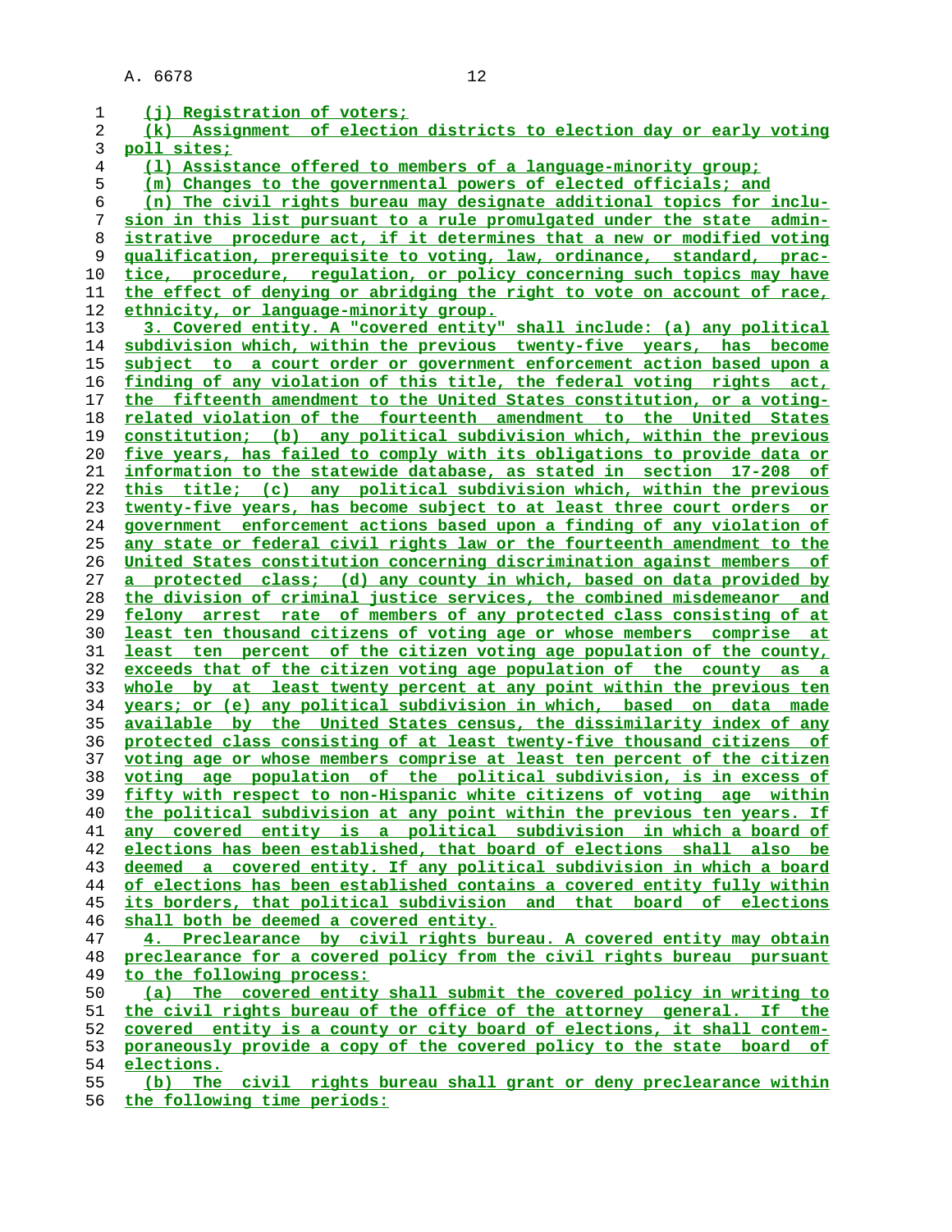(j) Registration of voters;

(k) Assignment of election districts to election day or early voting poll sites;

(l) Assistance offered to members of a language-minority group;

(m) Changes to the governmental powers of elected officials; and

(n) The civil rights bureau may designate additional topics for inclusion in this list pursuant to a rule promulgated under the state administrative procedure act, if it determines that a new or modified voting qualification, prerequisite to voting, law, ordinance, standard, practice, procedure, regulation, or policy concerning such topics may have the effect of denying or abridging the right to vote on account of race, ethnicity, or language-minority group.

3. Covered entity. A "covered entity" shall include: (a) any political subdivision which, within the previous twenty-five years, has become subject to a court order or government enforcement action based upon a finding of any violation of this title, the federal voting rights act, the fifteenth amendment to the United States constitution, or a voting-related violation of the fourteenth amendment to the United States constitution; (b) any political subdivision which, within the previous five years, has failed to comply with its obligations to provide data or information to the statewide database, as stated in section 17-208 of this title; (c) any political subdivision which, within the previous twenty-five years, has become subject to at least three court orders or government enforcement actions based upon a finding of any violation of any state or federal civil rights law or the fourteenth amendment to the United States constitution concerning discrimination against members of a protected class; (d) any county in which, based on data provided by the division of criminal justice services, the combined misdemeanor and felony arrest rate of members of any protected class consisting of at least ten thousand citizens of voting age or whose members comprise at least ten percent of the citizen voting age population of the county, exceeds that of the citizen voting age population of the county as a whole by at least twenty percent at any point within the previous ten years; or (e) any political subdivision in which, based on data made available by the United States census, the dissimilarity index of any protected class consisting of at least twenty-five thousand citizens of voting age or whose members comprise at least ten percent of the citizen voting age population of the political subdivision, is in excess of fifty with respect to non-Hispanic white citizens of voting age within the political subdivision at any point within the previous ten years. If any covered entity is a political subdivision in which a board of elections has been established, that board of elections shall also be deemed a covered entity. If any political subdivision in which a board of elections has been established contains a covered entity fully within its borders, that political subdivision and that board of elections shall both be deemed a covered entity.

4. Preclearance by civil rights bureau. A covered entity may obtain preclearance for a covered policy from the civil rights bureau pursuant to the following process:

(a) The covered entity shall submit the covered policy in writing to the civil rights bureau of the office of the attorney general. If the covered entity is a county or city board of elections, it shall contemporaneously provide a copy of the covered policy to the state board of elections.

(b) The civil rights bureau shall grant or deny preclearance within the following time periods: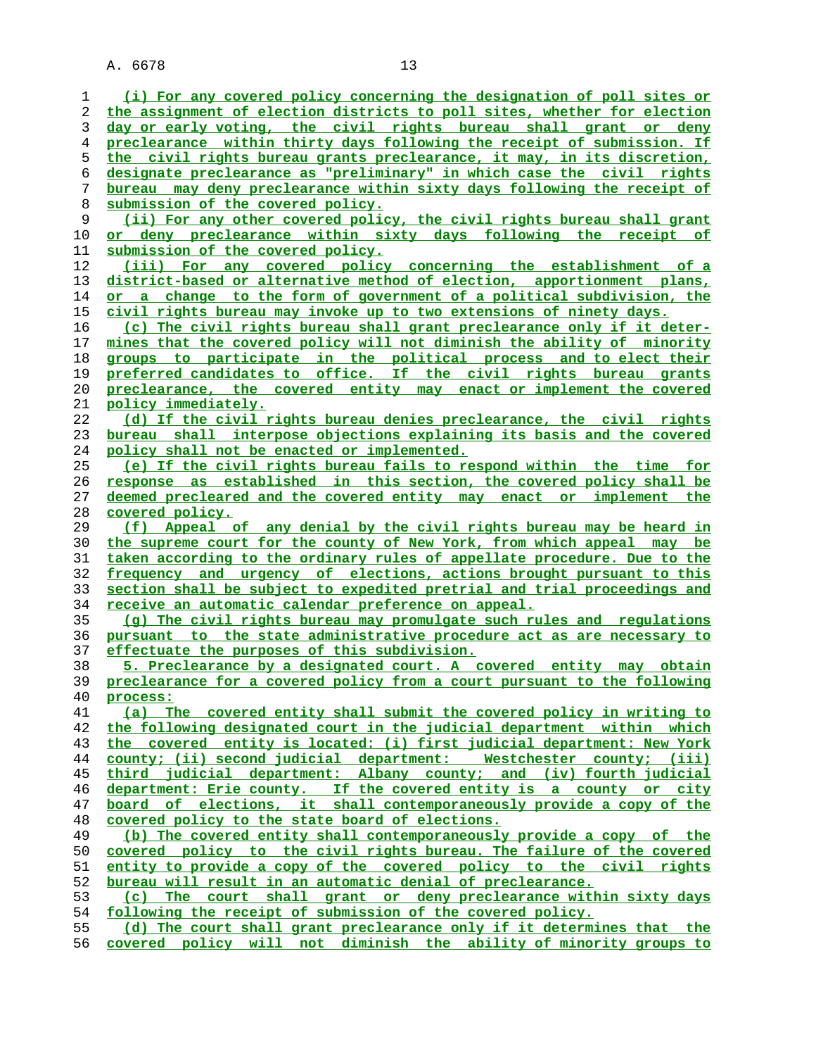(i) For any covered policy concerning the designation of poll sites or the assignment of election districts to poll sites, whether for election day or early voting, the civil rights bureau shall grant or deny preclearance within thirty days following the receipt of submission. If the civil rights bureau grants preclearance, it may, in its discretion, designate preclearance as "preliminary" in which case the civil rights bureau may deny preclearance within sixty days following the receipt of submission of the covered policy.

(ii) For any other covered policy, the civil rights bureau shall grant or deny preclearance within sixty days following the receipt of submission of the covered policy.

(iii) For any covered policy concerning the establishment of a district-based or alternative method of election, apportionment plans, or a change to the form of government of a political subdivision, the civil rights bureau may invoke up to two extensions of ninety days.

(c) The civil rights bureau shall grant preclearance only if it determines that the covered policy will not diminish the ability of minority groups to participate in the political process and to elect their preferred candidates to office. If the civil rights bureau grants preclearance, the covered entity may enact or implement the covered policy immediately.

(d) If the civil rights bureau denies preclearance, the civil rights bureau shall interpose objections explaining its basis and the covered policy shall not be enacted or implemented.

(e) If the civil rights bureau fails to respond within the time for response as established in this section, the covered policy shall be deemed precleared and the covered entity may enact or implement the covered policy.

(f) Appeal of any denial by the civil rights bureau may be heard in the supreme court for the county of New York, from which appeal may be taken according to the ordinary rules of appellate procedure. Due to the frequency and urgency of elections, actions brought pursuant to this section shall be subject to expedited pretrial and trial proceedings and receive an automatic calendar preference on appeal.

(g) The civil rights bureau may promulgate such rules and regulations pursuant to the state administrative procedure act as are necessary to effectuate the purposes of this subdivision.

5. Preclearance by a designated court. A covered entity may obtain preclearance for a covered policy from a court pursuant to the following process:

(a) The covered entity shall submit the covered policy in writing to the following designated court in the judicial department within which the covered entity is located: (i) first judicial department: New York county; (ii) second judicial department: Westchester county; (iii) third judicial department: Albany county; and (iv) fourth judicial department: Erie county. If the covered entity is a county or city board of elections, it shall contemporaneously provide a copy of the covered policy to the state board of elections.

(b) The covered entity shall contemporaneously provide a copy of the covered policy to the civil rights bureau. The failure of the covered entity to provide a copy of the covered policy to the civil rights bureau will result in an automatic denial of preclearance.

(c) The court shall grant or deny preclearance within sixty days following the receipt of submission of the covered policy.

(d) The court shall grant preclearance only if it determines that the covered policy will not diminish the ability of minority groups to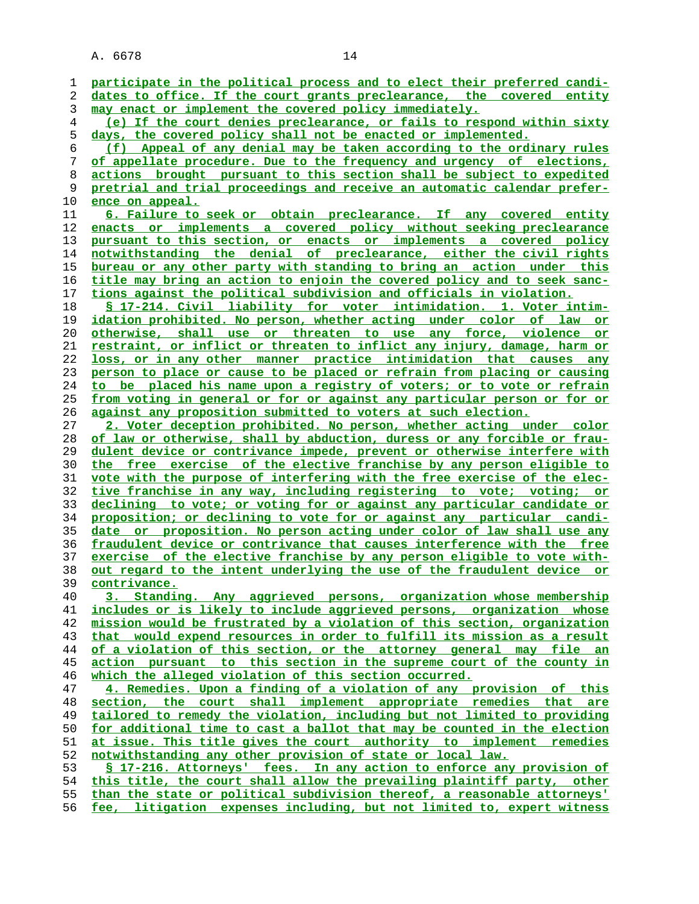participate in the political process and to elect their preferred candidates to office. If the court grants preclearance, the covered entity may enact or implement the covered policy immediately.

(e) If the court denies preclearance, or fails to respond within sixty days, the covered policy shall not be enacted or implemented.

(f) Appeal of any denial may be taken according to the ordinary rules of appellate procedure. Due to the frequency and urgency of elections, actions brought pursuant to this section shall be subject to expedited pretrial and trial proceedings and receive an automatic calendar preference on appeal.

6. Failure to seek or obtain preclearance. If any covered entity enacts or implements a covered policy without seeking preclearance pursuant to this section, or enacts or implements a covered policy notwithstanding the denial of preclearance, either the civil rights bureau or any other party with standing to bring an action under this title may bring an action to enjoin the covered policy and to seek sanctions against the political subdivision and officials in violation.

§ 17-214. Civil liability for voter intimidation. 1. Voter intimidation prohibited. No person, whether acting under color of law or otherwise, shall use or threaten to use any force, violence or restraint, or inflict or threaten to inflict any injury, damage, harm or loss, or in any other manner practice intimidation that causes any person to place or cause to be placed or refrain from placing or causing to be placed his name upon a registry of voters; or to vote or refrain from voting in general or for or against any particular person or for or against any proposition submitted to voters at such election.

2. Voter deception prohibited. No person, whether acting under color of law or otherwise, shall by abduction, duress or any forcible or fraudulent device or contrivance impede, prevent or otherwise interfere with the free exercise of the elective franchise by any person eligible to vote with the purpose of interfering with the free exercise of the elective franchise in any way, including registering to vote; voting; or declining to vote; or voting for or against any particular candidate or proposition; or declining to vote for or against any particular candidate or proposition. No person acting under color of law shall use any fraudulent device or contrivance that causes interference with the free exercise of the elective franchise by any person eligible to vote without regard to the intent underlying the use of the fraudulent device or contrivance.

3. Standing. Any aggrieved persons, organization whose membership includes or is likely to include aggrieved persons, organization whose mission would be frustrated by a violation of this section, organization that would expend resources in order to fulfill its mission as a result of a violation of this section, or the attorney general may file an action pursuant to this section in the supreme court of the county in which the alleged violation of this section occurred.

4. Remedies. Upon a finding of a violation of any provision of this section, the court shall implement appropriate remedies that are tailored to remedy the violation, including but not limited to providing for additional time to cast a ballot that may be counted in the election at issue. This title gives the court authority to implement remedies notwithstanding any other provision of state or local law.

§ 17-216. Attorneys' fees. In any action to enforce any provision of this title, the court shall allow the prevailing plaintiff party, other than the state or political subdivision thereof, a reasonable attorneys' fee, litigation expenses including, but not limited to, expert witness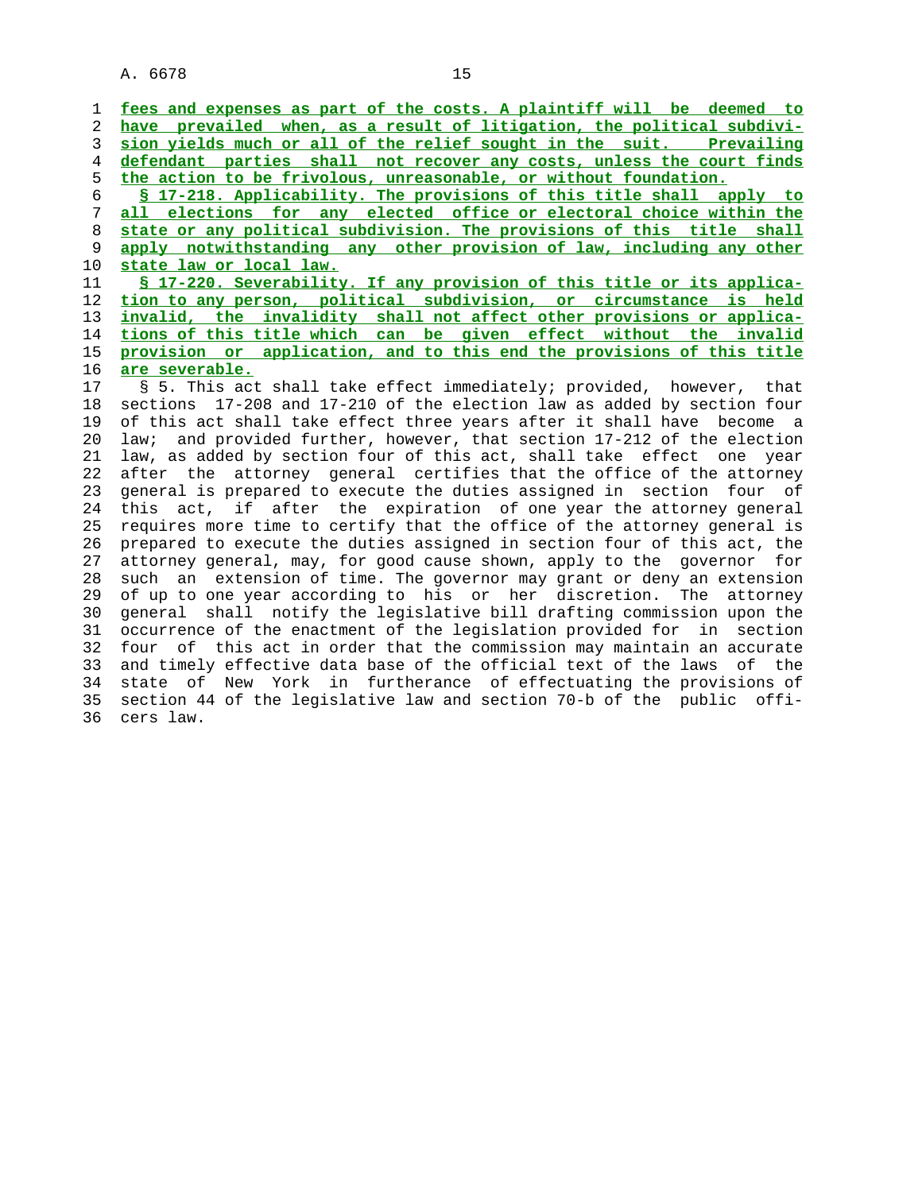fees and expenses as part of the costs. A plaintiff will be deemed to have prevailed when, as a result of litigation, the political subdivision yields much or all of the relief sought in the suit. Prevailing defendant parties shall not recover any costs, unless the court finds the action to be frivolous, unreasonable, or without foundation.

§ 17-218. Applicability. The provisions of this title shall apply to all elections for any elected office or electoral choice within the state or any political subdivision. The provisions of this title shall apply notwithstanding any other provision of law, including any other state law or local law.

§ 17-220. Severability. If any provision of this title or its application to any person, political subdivision, or circumstance is held invalid, the invalidity shall not affect other provisions or applications of this title which can be given effect without the invalid provision or application, and to this end the provisions of this title are severable.

§ 5. This act shall take effect immediately; provided, however, that sections 17-208 and 17-210 of the election law as added by section four of this act shall take effect three years after it shall have become a law; and provided further, however, that section 17-212 of the election law, as added by section four of this act, shall take effect one year after the attorney general certifies that the office of the attorney general is prepared to execute the duties assigned in section four of this act, if after the expiration of one year the attorney general requires more time to certify that the office of the attorney general is prepared to execute the duties assigned in section four of this act, the attorney general, may, for good cause shown, apply to the governor for such an extension of time. The governor may grant or deny an extension of up to one year according to his or her discretion. The attorney general shall notify the legislative bill drafting commission upon the occurrence of the enactment of the legislation provided for in section four of this act in order that the commission may maintain an accurate and timely effective data base of the official text of the laws of the state of New York in furtherance of effectuating the provisions of section 44 of the legislative law and section 70-b of the public officers law.